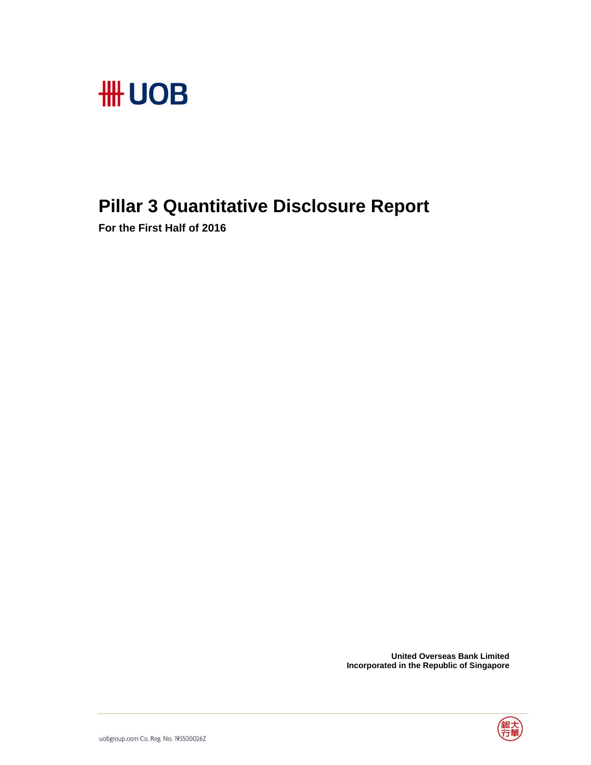# UOB

# Pillar 3 Quantitative Disclosure Report

**For the First Half of 2016**

**United Overseas Bank Limited**
**Incorporated in the Republic of Singapore**

uobgroup.com Co. Reg. No. 193500026Z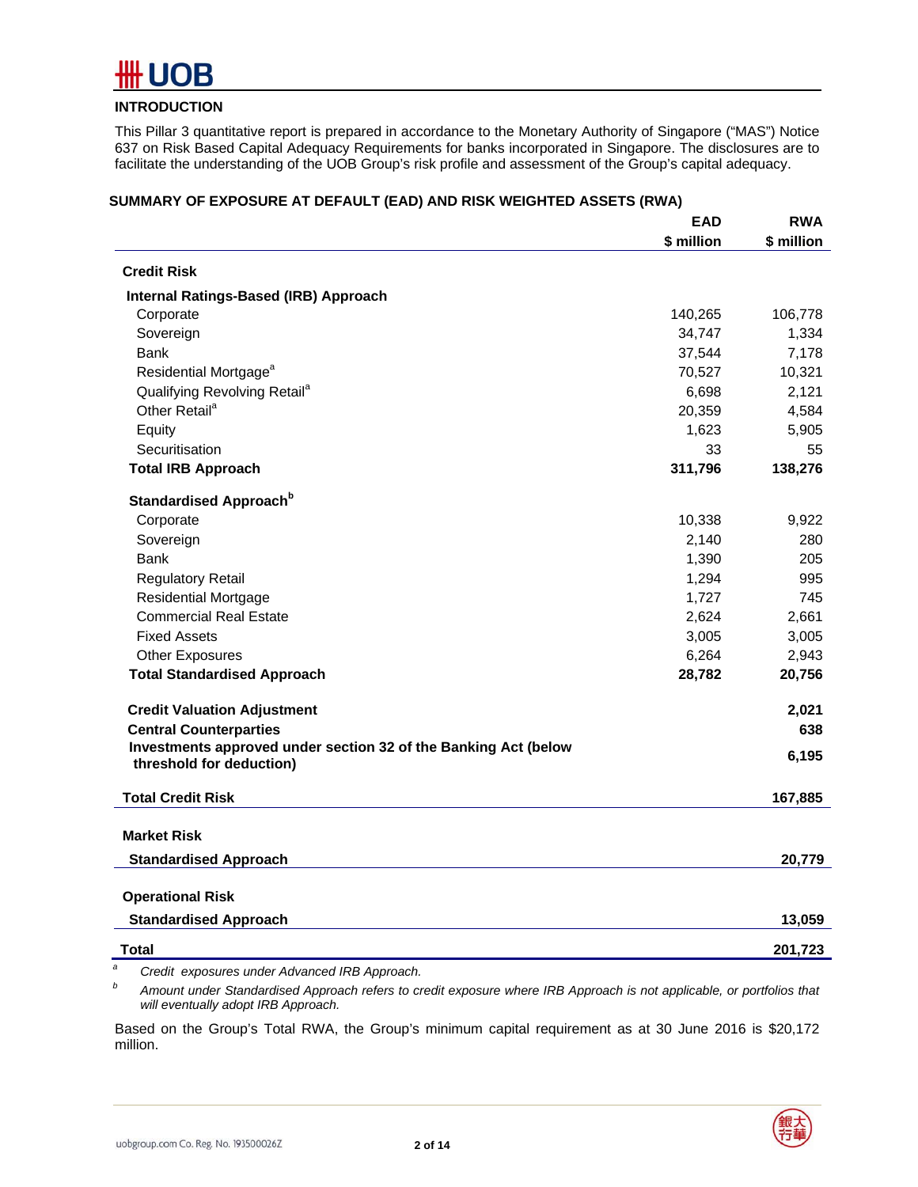## INTRODUCTION

This Pillar 3 quantitative report is prepared in accordance to the Monetary Authority of Singapore ("MAS") Notice 637 on Risk Based Capital Adequacy Requirements for banks incorporated in Singapore. The disclosures are to facilitate the understanding of the UOB Group's risk profile and assessment of the Group's capital adequacy.

## SUMMARY OF EXPOSURE AT DEFAULT (EAD) AND RISK WEIGHTED ASSETS (RWA)

| | EAD<br>$ million | RWA<br>$ million |
|---|---|---|
| **Credit Risk** | | |
| **Internal Ratings-Based (IRB) Approach** | | |
| Corporate | 140,265 | 106,778 |
| Sovereign | 34,747 | 1,334 |
| Bank | 37,544 | 7,178 |
| Residential Mortgage[a] | 70,527 | 10,321 |
| Qualifying Revolving Retail[a] | 6,698 | 2,121 |
| Other Retail[a] | 20,359 | 4,584 |
| Equity | 1,623 | 5,905 |
| Securitisation | 33 | 55 |
| **Total IRB Approach** | **311,796** | **138,276** |
| **Standardised Approach[b]** | | |
| Corporate | 10,338 | 9,922 |
| Sovereign | 2,140 | 280 |
| Bank | 1,390 | 205 |
| Regulatory Retail | 1,294 | 995 |
| Residential Mortgage | 1,727 | 745 |
| Commercial Real Estate | 2,624 | 2,661 |
| Fixed Assets | 3,005 | 3,005 |
| Other Exposures | 6,264 | 2,943 |
| **Total Standardised Approach** | **28,782** | **20,756** |
| **Credit Valuation Adjustment** | | **2,021** |
| **Central Counterparties** | | **638** |
| **Investments approved under section 32 of the Banking Act (below threshold for deduction)** | | **6,195** |
| **Total Credit Risk** | | **167,885** |
| **Market Risk** | | |
| **Standardised Approach** | | **20,779** |
| **Operational Risk** | | |
| **Standardised Approach** | | **13,059** |
| **Total** | | **201,723** |

[a] *Credit exposures under Advanced IRB Approach.*

[b] *Amount under Standardised Approach refers to credit exposure where IRB Approach is not applicable, or portfolios that will eventually adopt IRB Approach.*

Based on the Group's Total RWA, the Group's minimum capital requirement as at 30 June 2016 is $20,172 million.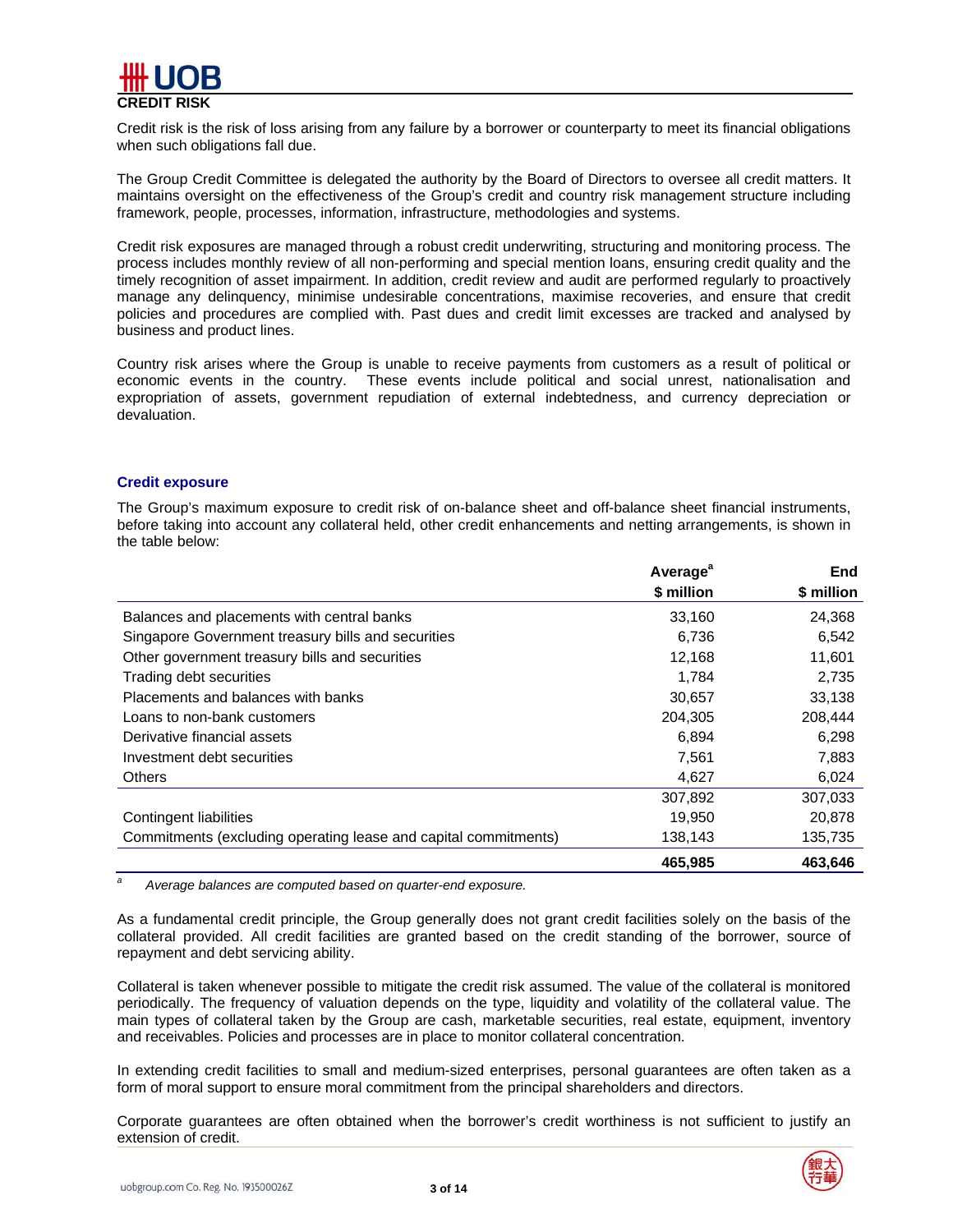## CREDIT RISK

Credit risk is the risk of loss arising from any failure by a borrower or counterparty to meet its financial obligations when such obligations fall due.

The Group Credit Committee is delegated the authority by the Board of Directors to oversee all credit matters. It maintains oversight on the effectiveness of the Group's credit and country risk management structure including framework, people, processes, information, infrastructure, methodologies and systems.

Credit risk exposures are managed through a robust credit underwriting, structuring and monitoring process. The process includes monthly review of all non-performing and special mention loans, ensuring credit quality and the timely recognition of asset impairment. In addition, credit review and audit are performed regularly to proactively manage any delinquency, minimise undesirable concentrations, maximise recoveries, and ensure that credit policies and procedures are complied with. Past dues and credit limit excesses are tracked and analysed by business and product lines.

Country risk arises where the Group is unable to receive payments from customers as a result of political or economic events in the country. These events include political and social unrest, nationalisation and expropriation of assets, government repudiation of external indebtedness, and currency depreciation or devaluation.

### Credit exposure

The Group's maximum exposure to credit risk of on-balance sheet and off-balance sheet financial instruments, before taking into account any collateral held, other credit enhancements and netting arrangements, is shown in the table below:

| | Average[a] $ million | End $ million |
|---|---|---|
| Balances and placements with central banks | 33,160 | 24,368 |
| Singapore Government treasury bills and securities | 6,736 | 6,542 |
| Other government treasury bills and securities | 12,168 | 11,601 |
| Trading debt securities | 1,784 | 2,735 |
| Placements and balances with banks | 30,657 | 33,138 |
| Loans to non-bank customers | 204,305 | 208,444 |
| Derivative financial assets | 6,894 | 6,298 |
| Investment debt securities | 7,561 | 7,883 |
| Others | 4,627 | 6,024 |
| | 307,892 | 307,033 |
| Contingent liabilities | 19,950 | 20,878 |
| Commitments (excluding operating lease and capital commitments) | 138,143 | 135,735 |
| | **465,985** | **463,646** |

[a] *Average balances are computed based on quarter-end exposure.*

As a fundamental credit principle, the Group generally does not grant credit facilities solely on the basis of the collateral provided. All credit facilities are granted based on the credit standing of the borrower, source of repayment and debt servicing ability.

Collateral is taken whenever possible to mitigate the credit risk assumed. The value of the collateral is monitored periodically. The frequency of valuation depends on the type, liquidity and volatility of the collateral value. The main types of collateral taken by the Group are cash, marketable securities, real estate, equipment, inventory and receivables. Policies and processes are in place to monitor collateral concentration.

In extending credit facilities to small and medium-sized enterprises, personal guarantees are often taken as a form of moral support to ensure moral commitment from the principal shareholders and directors.

Corporate guarantees are often obtained when the borrower's credit worthiness is not sufficient to justify an extension of credit.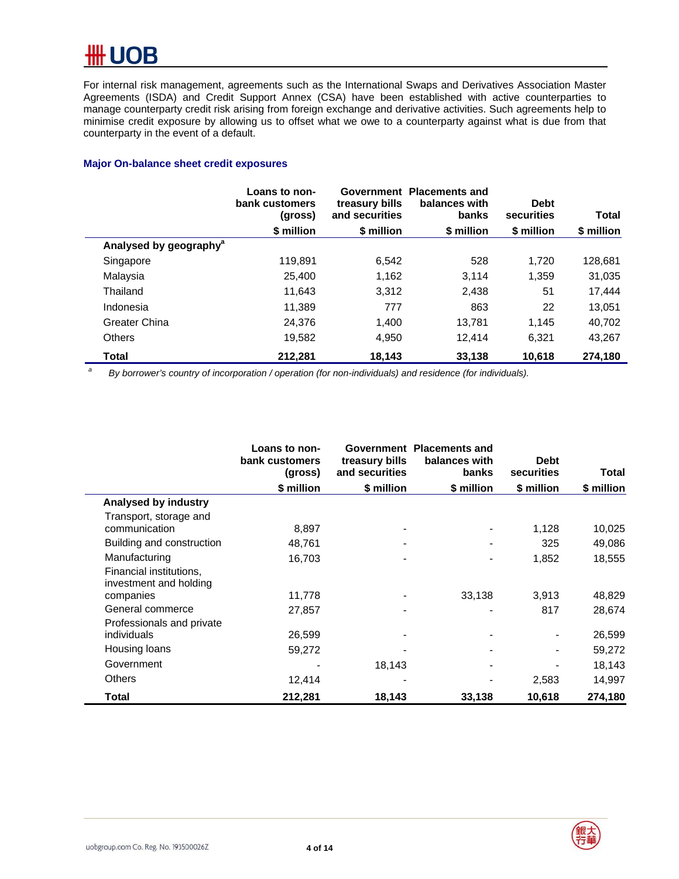For internal risk management, agreements such as the International Swaps and Derivatives Association Master Agreements (ISDA) and Credit Support Annex (CSA) have been established with active counterparties to manage counterparty credit risk arising from foreign exchange and derivative activities. Such agreements help to minimise credit exposure by allowing us to offset what we owe to a counterparty against what is due from that counterparty in the event of a default.

### Major On-balance sheet credit exposures

| | Loans to non-bank customers (gross) | Government treasury bills and securities | Placements and balances with banks | Debt securities | Total |
|---|---|---|---|---|---|
| | $ million | $ million | $ million | $ million | $ million |
| **Analysed by geography[a]** | | | | | |
| Singapore | 119,891 | 6,542 | 528 | 1,720 | 128,681 |
| Malaysia | 25,400 | 1,162 | 3,114 | 1,359 | 31,035 |
| Thailand | 11,643 | 3,312 | 2,438 | 51 | 17,444 |
| Indonesia | 11,389 | 777 | 863 | 22 | 13,051 |
| Greater China | 24,376 | 1,400 | 13,781 | 1,145 | 40,702 |
| Others | 19,582 | 4,950 | 12,414 | 6,321 | 43,267 |
| **Total** | **212,281** | **18,143** | **33,138** | **10,618** | **274,180** |

[a] *By borrower's country of incorporation / operation (for non-individuals) and residence (for individuals).*

| | Loans to non-bank customers (gross) | Government treasury bills and securities | Placements and balances with banks | Debt securities | Total |
|---|---|---|---|---|---|
| | $ million | $ million | $ million | $ million | $ million |
| **Analysed by industry** | | | | | |
| Transport, storage and communication | 8,897 | - | - | 1,128 | 10,025 |
| Building and construction | 48,761 | - | - | 325 | 49,086 |
| Manufacturing | 16,703 | - | - | 1,852 | 18,555 |
| Financial institutions, investment and holding companies | 11,778 | - | 33,138 | 3,913 | 48,829 |
| General commerce | 27,857 | - | - | 817 | 28,674 |
| Professionals and private individuals | 26,599 | - | - | - | 26,599 |
| Housing loans | 59,272 | - | - | - | 59,272 |
| Government | - | 18,143 | - | - | 18,143 |
| Others | 12,414 | - | - | 2,583 | 14,997 |
| **Total** | **212,281** | **18,143** | **33,138** | **10,618** | **274,180** |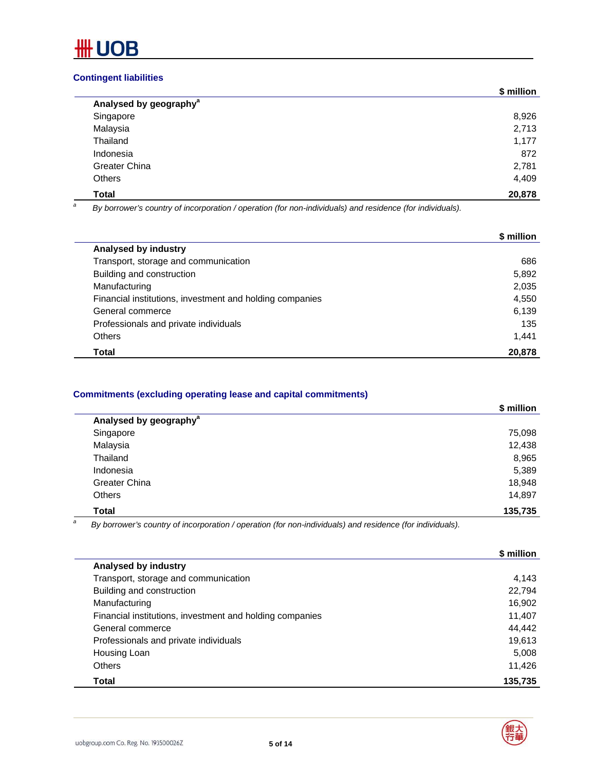## Contingent liabilities

| Analysed by geography[a] | $ million |
|---|---|
| Singapore | 8,926 |
| Malaysia | 2,713 |
| Thailand | 1,177 |
| Indonesia | 872 |
| Greater China | 2,781 |
| Others | 4,409 |
| **Total** | **20,878** |

[a] *By borrower's country of incorporation / operation (for non-individuals) and residence (for individuals).*

| Analysed by industry | $ million |
|---|---|
| Transport, storage and communication | 686 |
| Building and construction | 5,892 |
| Manufacturing | 2,035 |
| Financial institutions, investment and holding companies | 4,550 |
| General commerce | 6,139 |
| Professionals and private individuals | 135 |
| Others | 1,441 |
| **Total** | **20,878** |

## Commitments (excluding operating lease and capital commitments)

| Analysed by geography[a] | $ million |
|---|---|
| Singapore | 75,098 |
| Malaysia | 12,438 |
| Thailand | 8,965 |
| Indonesia | 5,389 |
| Greater China | 18,948 |
| Others | 14,897 |
| **Total** | **135,735** |

[a] *By borrower's country of incorporation / operation (for non-individuals) and residence (for individuals).*

| Analysed by industry | $ million |
|---|---|
| Transport, storage and communication | 4,143 |
| Building and construction | 22,794 |
| Manufacturing | 16,902 |
| Financial institutions, investment and holding companies | 11,407 |
| General commerce | 44,442 |
| Professionals and private individuals | 19,613 |
| Housing Loan | 5,008 |
| Others | 11,426 |
| **Total** | **135,735** |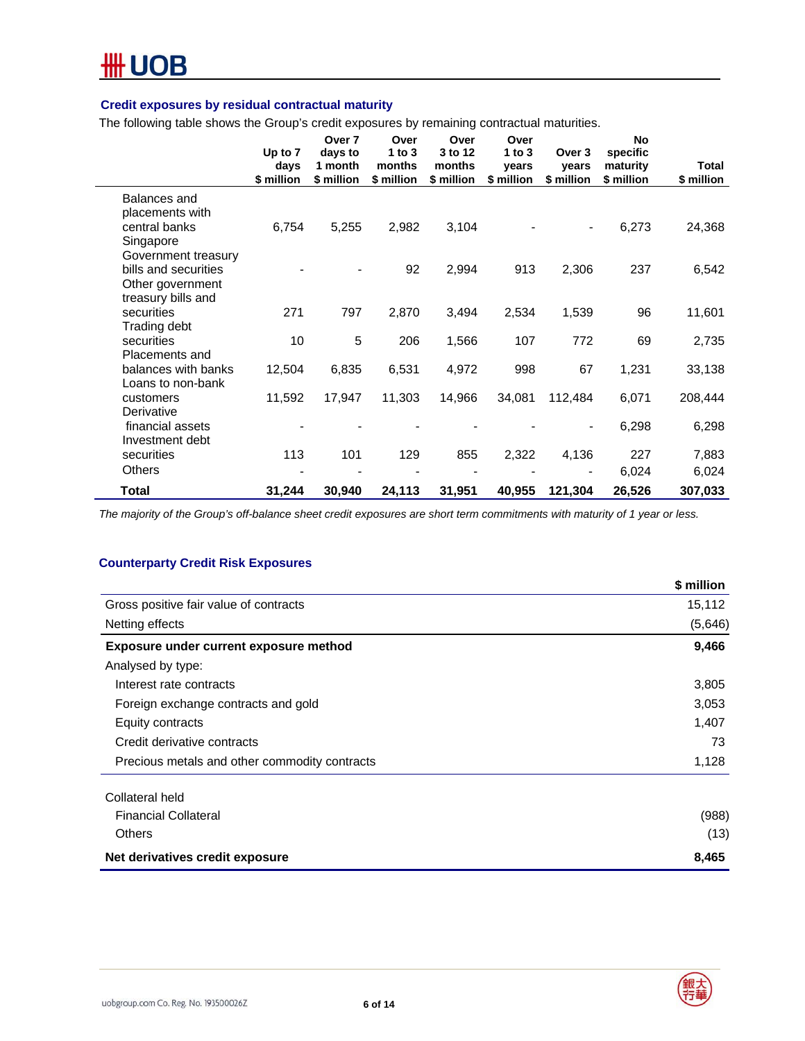### Credit exposures by residual contractual maturity

The following table shows the Group's credit exposures by remaining contractual maturities.

| | Up to 7 days $ million | Over 7 days to 1 month $ million | Over 1 to 3 months $ million | Over 3 to 12 months $ million | Over 1 to 3 years $ million | Over 3 years $ million | No specific maturity $ million | Total $ million |
|---|---|---|---|---|---|---|---|---|
| Balances and placements with central banks | 6,754 | 5,255 | 2,982 | 3,104 | - | - | 6,273 | 24,368 |
| Singapore Government treasury bills and securities | - | - | 92 | 2,994 | 913 | 2,306 | 237 | 6,542 |
| Other government treasury bills and securities | 271 | 797 | 2,870 | 3,494 | 2,534 | 1,539 | 96 | 11,601 |
| Trading debt securities | 10 | 5 | 206 | 1,566 | 107 | 772 | 69 | 2,735 |
| Placements and balances with banks | 12,504 | 6,835 | 6,531 | 4,972 | 998 | 67 | 1,231 | 33,138 |
| Loans to non-bank customers | 11,592 | 17,947 | 11,303 | 14,966 | 34,081 | 112,484 | 6,071 | 208,444 |
| Derivative financial assets | - | - | - | - | - | - | 6,298 | 6,298 |
| Investment debt securities | 113 | 101 | 129 | 855 | 2,322 | 4,136 | 227 | 7,883 |
| Others | - | - | - | - | - | - | 6,024 | 6,024 |
| **Total** | **31,244** | **30,940** | **24,113** | **31,951** | **40,955** | **121,304** | **26,526** | **307,033** |

*The majority of the Group's off-balance sheet credit exposures are short term commitments with maturity of 1 year or less.*

### Counterparty Credit Risk Exposures

| | $ million |
|---|---|
| Gross positive fair value of contracts | 15,112 |
| Netting effects | (5,646) |
| **Exposure under current exposure method** | **9,466** |
| Analysed by type: | |
| Interest rate contracts | 3,805 |
| Foreign exchange contracts and gold | 3,053 |
| Equity contracts | 1,407 |
| Credit derivative contracts | 73 |
| Precious metals and other commodity contracts | 1,128 |
| | |
| Collateral held | |
| Financial Collateral | (988) |
| Others | (13) |
| **Net derivatives credit exposure** | **8,465** |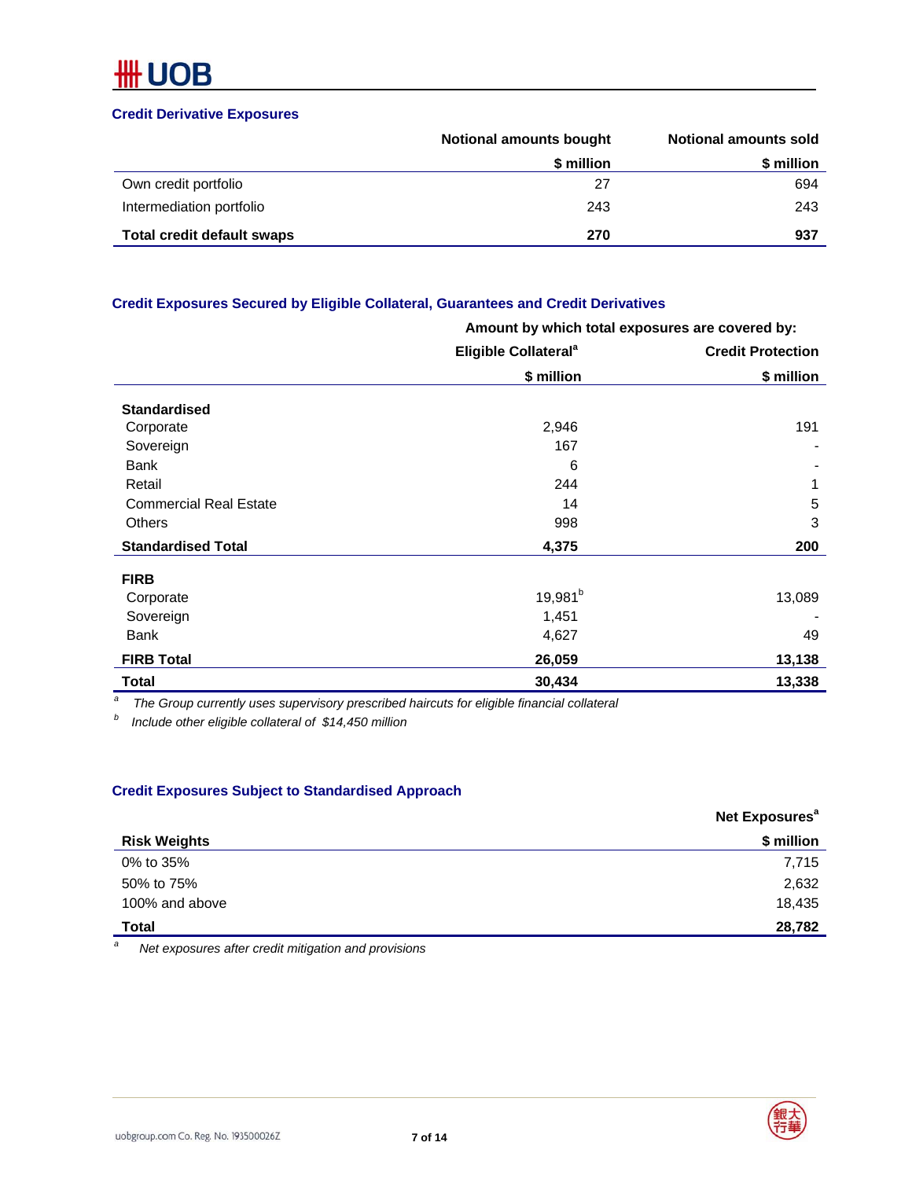### Credit Derivative Exposures

| | Notional amounts bought | Notional amounts sold |
|---|---|---|
| | $ million | $ million |
| Own credit portfolio | 27 | 694 |
| Intermediation portfolio | 243 | 243 |
| **Total credit default swaps** | **270** | **937** |

### Credit Exposures Secured by Eligible Collateral, Guarantees and Credit Derivatives

| | Amount by which total exposures are covered by: | |
|---|---|---|
| | Eligible Collateral[a] | Credit Protection |
| | $ million | $ million |
| **Standardised** | | |
| Corporate | 2,946 | 191 |
| Sovereign | 167 | - |
| Bank | 6 | - |
| Retail | 244 | 1 |
| Commercial Real Estate | 14 | 5 |
| Others | 998 | 3 |
| **Standardised Total** | **4,375** | **200** |
| **FIRB** | | |
| Corporate | 19,981[b] | 13,089 |
| Sovereign | 1,451 | - |
| Bank | 4,627 | 49 |
| **FIRB Total** | **26,059** | **13,138** |
| **Total** | **30,434** | **13,338** |

[a] *The Group currently uses supervisory prescribed haircuts for eligible financial collateral*

[b] *Include other eligible collateral of $14,450 million*

### Credit Exposures Subject to Standardised Approach

| | Net Exposures[a] |
|---|---|
| **Risk Weights** | $ million |
| 0% to 35% | 7,715 |
| 50% to 75% | 2,632 |
| 100% and above | 18,435 |
| **Total** | **28,782** |

[a] *Net exposures after credit mitigation and provisions*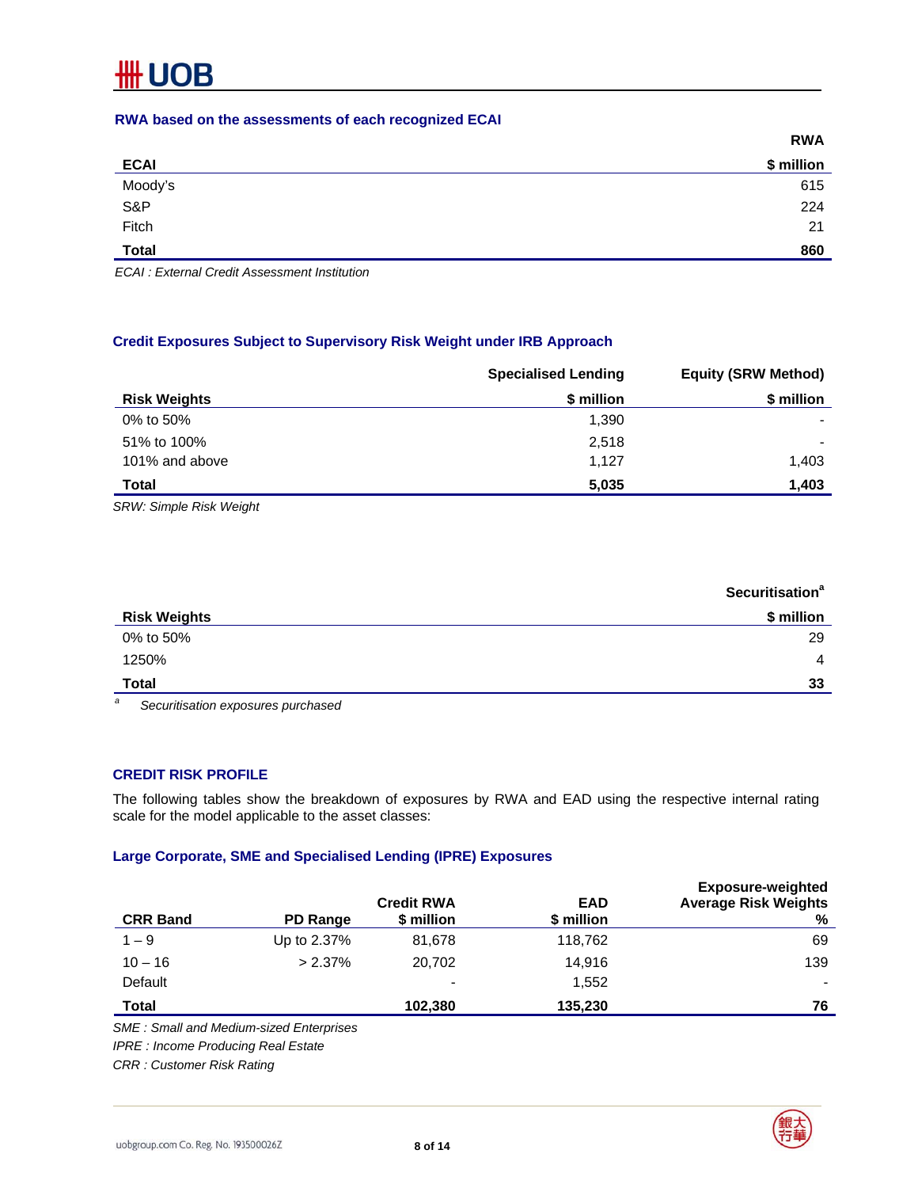### RWA based on the assessments of each recognized ECAI

| ECAI | RWA<br>$ million |
|---|---:|
| Moody's | 615 |
| S&P | 224 |
| Fitch | 21 |
| **Total** | **860** |

*ECAI : External Credit Assessment Institution*

### Credit Exposures Subject to Supervisory Risk Weight under IRB Approach

| Risk Weights | Specialised Lending<br>$ million | Equity (SRW Method)<br>$ million |
|---|---:|---:|
| 0% to 50% | 1,390 | - |
| 51% to 100% | 2,518 | - |
| 101% and above | 1,127 | 1,403 |
| **Total** | **5,035** | **1,403** |

*SRW: Simple Risk Weight*

| Risk Weights | Securitisation[a]<br>$ million |
|---|---:|
| 0% to 50% | 29 |
| 1250% | 4 |
| **Total** | **33** |

[a] *Securitisation exposures purchased*

### CREDIT RISK PROFILE

The following tables show the breakdown of exposures by RWA and EAD using the respective internal rating scale for the model applicable to the asset classes:

### Large Corporate, SME and Specialised Lending (IPRE) Exposures

| CRR Band | PD Range | Credit RWA<br>$ million | EAD<br>$ million | Exposure-weighted Average Risk Weights<br>% |
|---|---:|---:|---:|---:|
| 1 – 9 | Up to 2.37% | 81,678 | 118,762 | 69 |
| 10 – 16 | > 2.37% | 20,702 | 14,916 | 139 |
| Default | | - | 1,552 | - |
| **Total** | | **102,380** | **135,230** | **76** |

*SME : Small and Medium-sized Enterprises*

*IPRE : Income Producing Real Estate*

*CRR : Customer Risk Rating*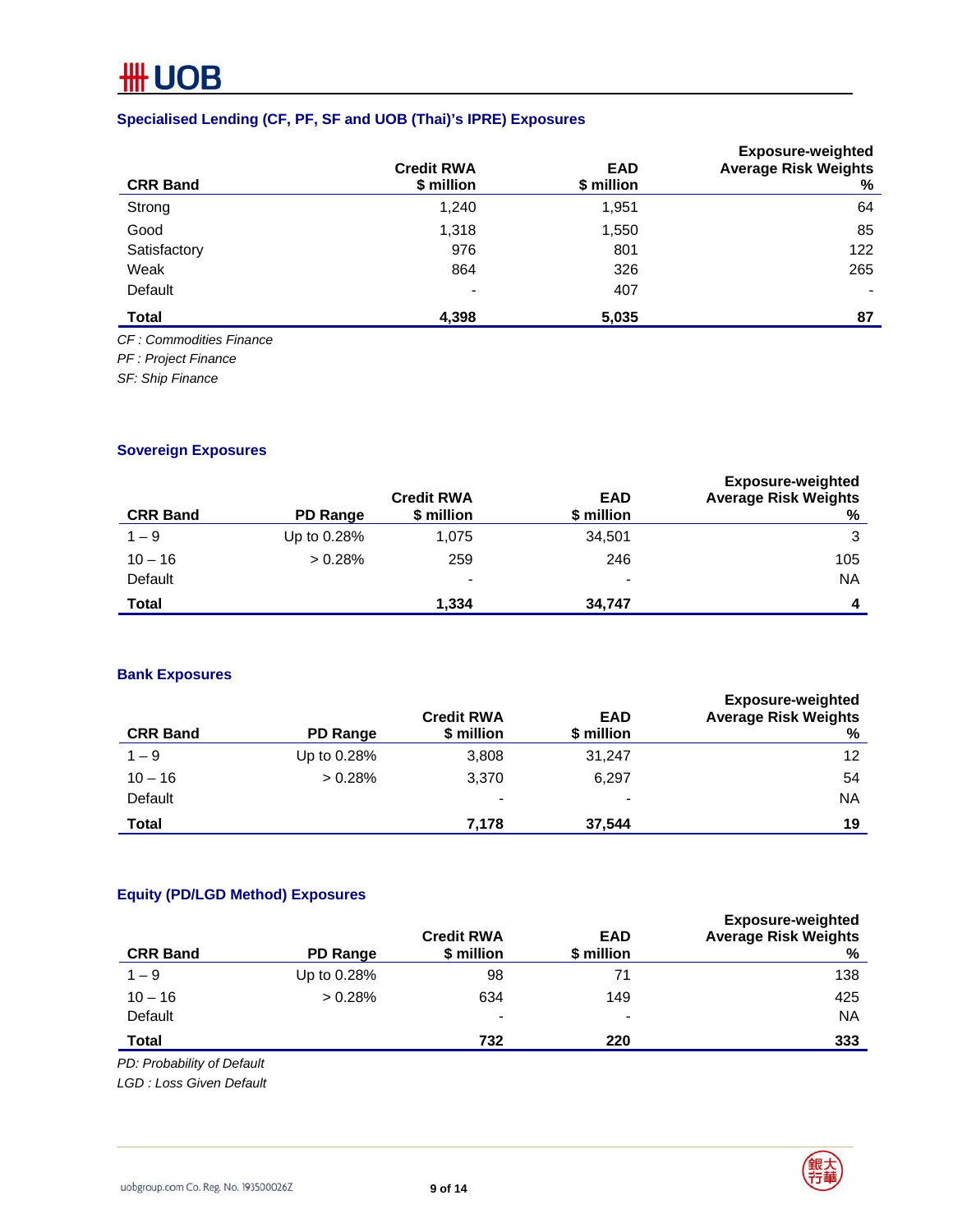### Specialised Lending (CF, PF, SF and UOB (Thai)'s IPRE) Exposures

| CRR Band | Credit RWA $ million | EAD $ million | Exposure-weighted Average Risk Weights % |
|---|---|---|---|
| Strong | 1,240 | 1,951 | 64 |
| Good | 1,318 | 1,550 | 85 |
| Satisfactory | 976 | 801 | 122 |
| Weak | 864 | 326 | 265 |
| Default | - | 407 | - |
| **Total** | **4,398** | **5,035** | **87** |

*CF : Commodities Finance*

*PF : Project Finance*

*SF: Ship Finance*

### Sovereign Exposures

| CRR Band | PD Range | Credit RWA $ million | EAD $ million | Exposure-weighted Average Risk Weights % |
|---|---|---|---|---|
| 1 – 9 | Up to 0.28% | 1,075 | 34,501 | 3 |
| 10 – 16 | > 0.28% | 259 | 246 | 105 |
| Default | | - | - | NA |
| **Total** | | **1,334** | **34,747** | **4** |

### Bank Exposures

| CRR Band | PD Range | Credit RWA $ million | EAD $ million | Exposure-weighted Average Risk Weights % |
|---|---|---|---|---|
| 1 – 9 | Up to 0.28% | 3,808 | 31,247 | 12 |
| 10 – 16 | > 0.28% | 3,370 | 6,297 | 54 |
| Default | | - | - | NA |
| **Total** | | **7,178** | **37,544** | **19** |

### Equity (PD/LGD Method) Exposures

| CRR Band | PD Range | Credit RWA $ million | EAD $ million | Exposure-weighted Average Risk Weights % |
|---|---|---|---|---|
| 1 – 9 | Up to 0.28% | 98 | 71 | 138 |
| 10 – 16 | > 0.28% | 634 | 149 | 425 |
| Default | | - | - | NA |
| **Total** | | **732** | **220** | **333** |

*PD: Probability of Default*

*LGD : Loss Given Default*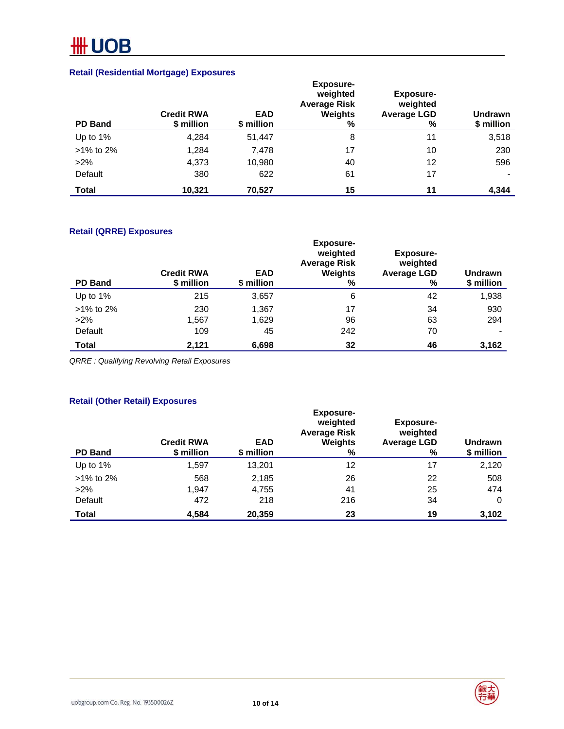### Retail (Residential Mortgage) Exposures

| PD Band | Credit RWA<br>$ million | EAD<br>$ million | Exposure-weighted Average Risk Weights<br>% | Exposure-weighted Average LGD<br>% | Undrawn<br>$ million |
|---|---|---|---|---|---|
| Up to 1% | 4,284 | 51,447 | 8 | 11 | 3,518 |
| >1% to 2% | 1,284 | 7,478 | 17 | 10 | 230 |
| >2% | 4,373 | 10,980 | 40 | 12 | 596 |
| Default | 380 | 622 | 61 | 17 | - |
| **Total** | **10,321** | **70,527** | **15** | **11** | **4,344** |

### Retail (QRRE) Exposures

| PD Band | Credit RWA<br>$ million | EAD<br>$ million | Exposure-weighted Average Risk Weights<br>% | Exposure-weighted Average LGD<br>% | Undrawn<br>$ million |
|---|---|---|---|---|---|
| Up to 1% | 215 | 3,657 | 6 | 42 | 1,938 |
| >1% to 2% | 230 | 1,367 | 17 | 34 | 930 |
| >2% | 1,567 | 1,629 | 96 | 63 | 294 |
| Default | 109 | 45 | 242 | 70 | - |
| **Total** | **2,121** | **6,698** | **32** | **46** | **3,162** |

*QRRE : Qualifying Revolving Retail Exposures*

### Retail (Other Retail) Exposures

| PD Band | Credit RWA<br>$ million | EAD<br>$ million | Exposure-weighted Average Risk Weights<br>% | Exposure-weighted Average LGD<br>% | Undrawn<br>$ million |
|---|---|---|---|---|---|
| Up to 1% | 1,597 | 13,201 | 12 | 17 | 2,120 |
| >1% to 2% | 568 | 2,185 | 26 | 22 | 508 |
| >2% | 1,947 | 4,755 | 41 | 25 | 474 |
| Default | 472 | 218 | 216 | 34 | 0 |
| **Total** | **4,584** | **20,359** | **23** | **19** | **3,102** |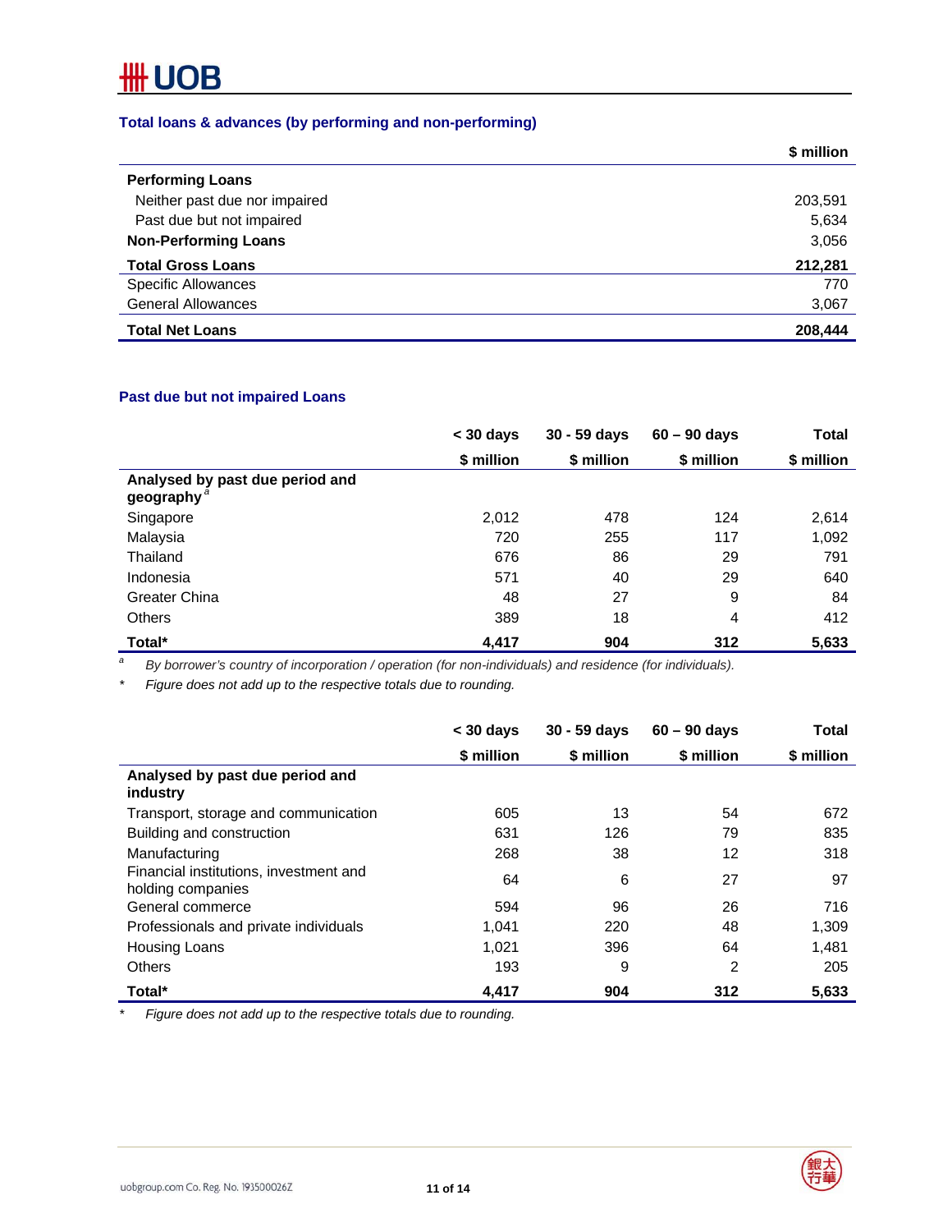### Total loans & advances (by performing and non-performing)

| | $ million |
|---|---:|
| **Performing Loans** | |
| Neither past due nor impaired | 203,591 |
| Past due but not impaired | 5,634 |
| **Non-Performing Loans** | 3,056 |
| **Total Gross Loans** | **212,281** |
| Specific Allowances | 770 |
| General Allowances | 3,067 |
| **Total Net Loans** | **208,444** |

### Past due but not impaired Loans

| | < 30 days | 30 - 59 days | 60 – 90 days | Total |
|---|---:|---:|---:|---:|
| | $ million | $ million | $ million | $ million |
| **Analysed by past due period and geography** [a] | | | | |
| Singapore | 2,012 | 478 | 124 | 2,614 |
| Malaysia | 720 | 255 | 117 | 1,092 |
| Thailand | 676 | 86 | 29 | 791 |
| Indonesia | 571 | 40 | 29 | 640 |
| Greater China | 48 | 27 | 9 | 84 |
| Others | 389 | 18 | 4 | 412 |
| **Total*** | **4,417** | **904** | **312** | **5,633** |

[a] *By borrower's country of incorporation / operation (for non-individuals) and residence (for individuals).*

\* *Figure does not add up to the respective totals due to rounding.*

| | < 30 days | 30 - 59 days | 60 – 90 days | Total |
|---|---:|---:|---:|---:|
| | $ million | $ million | $ million | $ million |
| **Analysed by past due period and industry** | | | | |
| Transport, storage and communication | 605 | 13 | 54 | 672 |
| Building and construction | 631 | 126 | 79 | 835 |
| Manufacturing | 268 | 38 | 12 | 318 |
| Financial institutions, investment and holding companies | 64 | 6 | 27 | 97 |
| General commerce | 594 | 96 | 26 | 716 |
| Professionals and private individuals | 1,041 | 220 | 48 | 1,309 |
| Housing Loans | 1,021 | 396 | 64 | 1,481 |
| Others | 193 | 9 | 2 | 205 |
| **Total*** | **4,417** | **904** | **312** | **5,633** |

\* *Figure does not add up to the respective totals due to rounding.*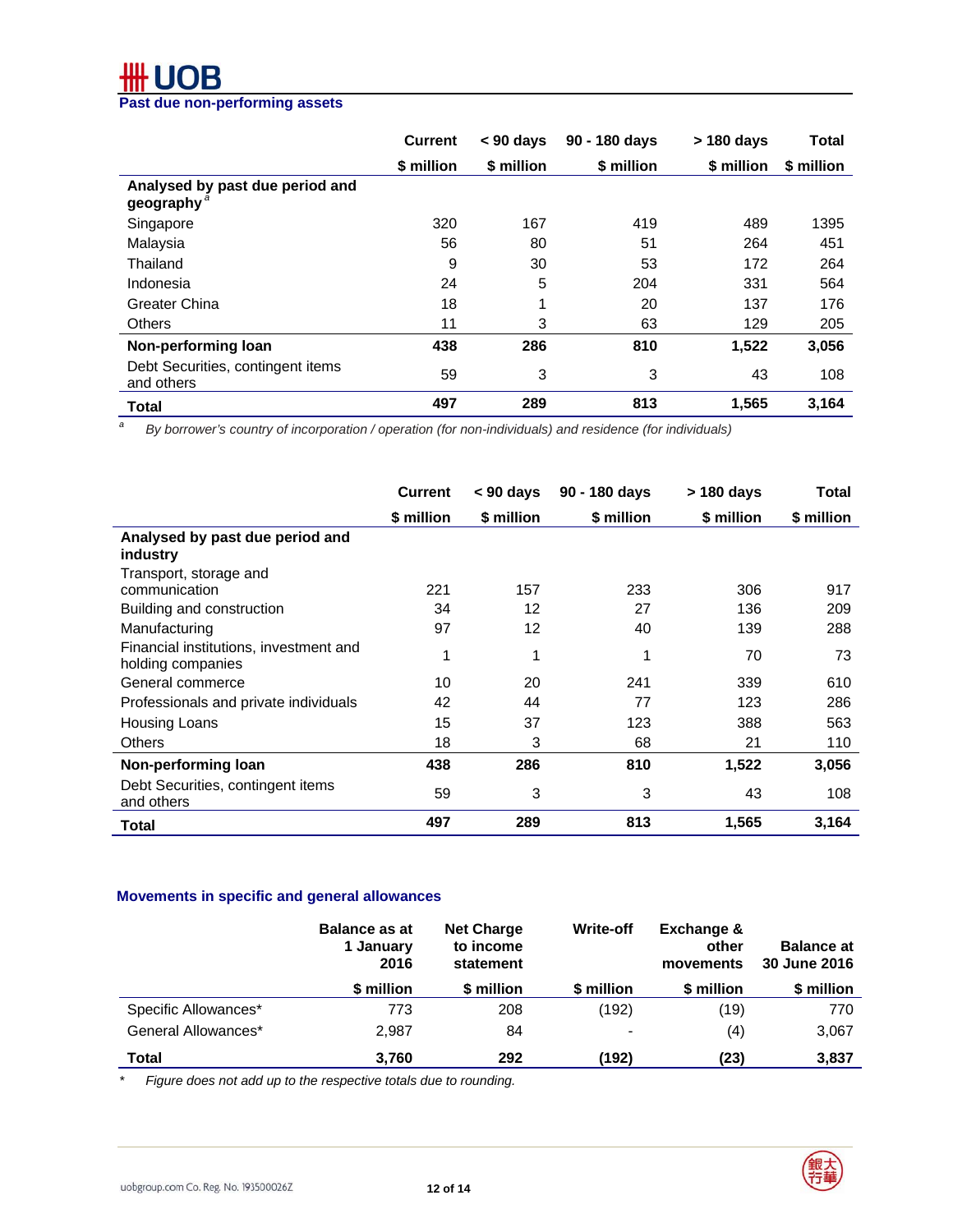## Past due non-performing assets

| | Current | < 90 days | 90 - 180 days | > 180 days | Total |
|---|---|---|---|---|---|
| | $ million | $ million | $ million | $ million | $ million |
| **Analysed by past due period and geography** [a] | | | | | |
| Singapore | 320 | 167 | 419 | 489 | 1395 |
| Malaysia | 56 | 80 | 51 | 264 | 451 |
| Thailand | 9 | 30 | 53 | 172 | 264 |
| Indonesia | 24 | 5 | 204 | 331 | 564 |
| Greater China | 18 | 1 | 20 | 137 | 176 |
| Others | 11 | 3 | 63 | 129 | 205 |
| **Non-performing loan** | **438** | **286** | **810** | **1,522** | **3,056** |
| Debt Securities, contingent items and others | 59 | 3 | 3 | 43 | 108 |
| **Total** | **497** | **289** | **813** | **1,565** | **3,164** |

[a] *By borrower's country of incorporation / operation (for non-individuals) and residence (for individuals)*

| | Current | < 90 days | 90 - 180 days | > 180 days | Total |
|---|---|---|---|---|---|
| | $ million | $ million | $ million | $ million | $ million |
| **Analysed by past due period and industry** | | | | | |
| Transport, storage and communication | 221 | 157 | 233 | 306 | 917 |
| Building and construction | 34 | 12 | 27 | 136 | 209 |
| Manufacturing | 97 | 12 | 40 | 139 | 288 |
| Financial institutions, investment and holding companies | 1 | 1 | 1 | 70 | 73 |
| General commerce | 10 | 20 | 241 | 339 | 610 |
| Professionals and private individuals | 42 | 44 | 77 | 123 | 286 |
| Housing Loans | 15 | 37 | 123 | 388 | 563 |
| Others | 18 | 3 | 68 | 21 | 110 |
| **Non-performing loan** | **438** | **286** | **810** | **1,522** | **3,056** |
| Debt Securities, contingent items and others | 59 | 3 | 3 | 43 | 108 |
| **Total** | **497** | **289** | **813** | **1,565** | **3,164** |

## Movements in specific and general allowances

| | Balance as at 1 January 2016 | Net Charge to income statement | Write-off | Exchange & other movements | Balance at 30 June 2016 |
|---|---|---|---|---|---|
| | $ million | $ million | $ million | $ million | $ million |
| Specific Allowances* | 773 | 208 | (192) | (19) | 770 |
| General Allowances* | 2,987 | 84 | - | (4) | 3,067 |
| **Total** | **3,760** | **292** | **(192)** | **(23)** | **3,837** |

\* *Figure does not add up to the respective totals due to rounding.*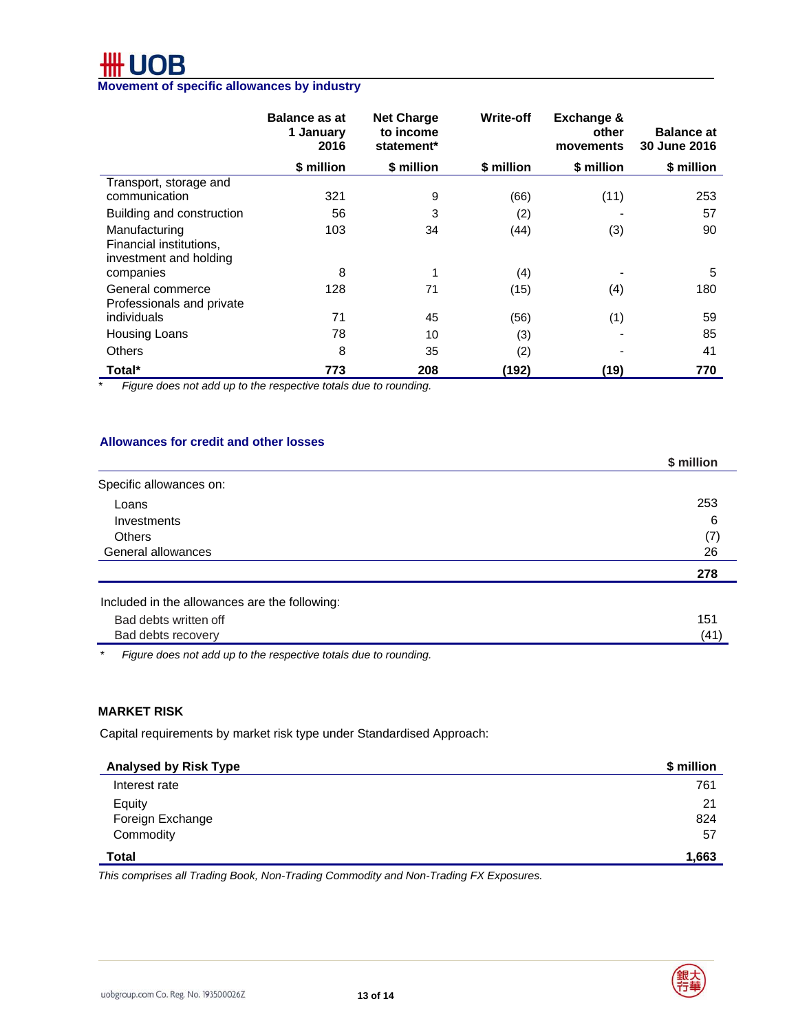## Movement of specific allowances by industry

| | Balance as at 1 January 2016 | Net Charge to income statement* | Write-off | Exchange & other movements | Balance at 30 June 2016 |
|---|---|---|---|---|---|
| | $ million | $ million | $ million | $ million | $ million |
| Transport, storage and communication | 321 | 9 | (66) | (11) | 253 |
| Building and construction | 56 | 3 | (2) | - | 57 |
| Manufacturing | 103 | 34 | (44) | (3) | 90 |
| Financial institutions, investment and holding companies | 8 | 1 | (4) | - | 5 |
| General commerce | 128 | 71 | (15) | (4) | 180 |
| Professionals and private individuals | 71 | 45 | (56) | (1) | 59 |
| Housing Loans | 78 | 10 | (3) | - | 85 |
| Others | 8 | 35 | (2) | - | 41 |
| **Total*** | **773** | **208** | **(192)** | **(19)** | **770** |

\* *Figure does not add up to the respective totals due to rounding.*

## Allowances for credit and other losses

| | $ million |
|---|---|
| Specific allowances on: | |
| Loans | 253 |
| Investments | 6 |
| Others | (7) |
| General allowances | 26 |
| | **278** |
| Included in the allowances are the following: | |
| Bad debts written off | 151 |
| Bad debts recovery | (41) |

\* *Figure does not add up to the respective totals due to rounding.*

## MARKET RISK

Capital requirements by market risk type under Standardised Approach:

| Analysed by Risk Type | $ million |
|---|---|
| Interest rate | 761 |
| Equity | 21 |
| Foreign Exchange | 824 |
| Commodity | 57 |
| **Total** | **1,663** |

*This comprises all Trading Book, Non-Trading Commodity and Non-Trading FX Exposures.*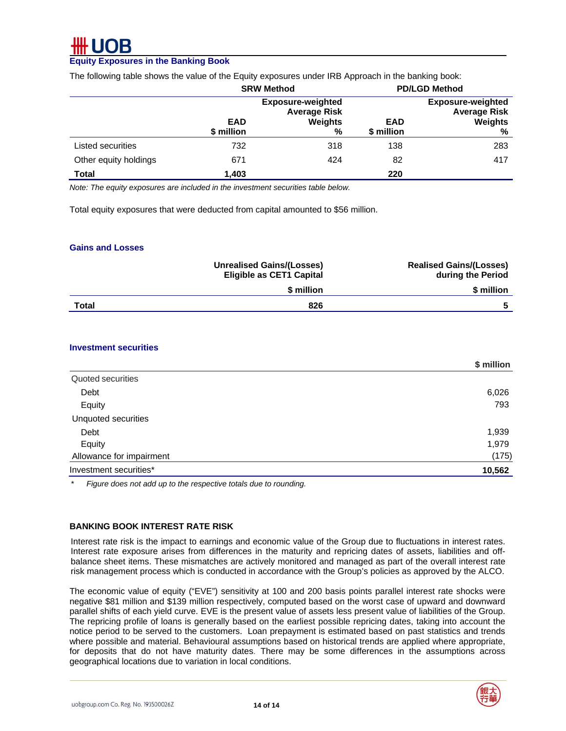## Equity Exposures in the Banking Book

The following table shows the value of the Equity exposures under IRB Approach in the banking book:

| | SRW Method | | PD/LGD Method | |
|---|---|---|---|---|
| | EAD<br>$ million | Exposure-weighted Average Risk Weights<br>% | EAD<br>$ million | Exposure-weighted Average Risk Weights<br>% |
| Listed securities | 732 | 318 | 138 | 283 |
| Other equity holdings | 671 | 424 | 82 | 417 |
| **Total** | **1,403** | | **220** | |

*Note: The equity exposures are included in the investment securities table below.*

Total equity exposures that were deducted from capital amounted to $56 million.

### Gains and Losses

| | Unrealised Gains/(Losses) Eligible as CET1 Capital<br>$ million | Realised Gains/(Losses) during the Period<br>$ million |
|---|---|---|
| **Total** | **826** | **5** |

### Investment securities

| | $ million |
|---|---|
| Quoted securities | |
| Debt | 6,026 |
| Equity | 793 |
| Unquoted securities | |
| Debt | 1,939 |
| Equity | 1,979 |
| Allowance for impairment | (175) |
| Investment securities* | **10,562** |

\* *Figure does not add up to the respective totals due to rounding.*

### BANKING BOOK INTEREST RATE RISK

Interest rate risk is the impact to earnings and economic value of the Group due to fluctuations in interest rates. Interest rate exposure arises from differences in the maturity and repricing dates of assets, liabilities and off-balance sheet items. These mismatches are actively monitored and managed as part of the overall interest rate risk management process which is conducted in accordance with the Group's policies as approved by the ALCO.

The economic value of equity ("EVE") sensitivity at 100 and 200 basis points parallel interest rate shocks were negative $81 million and $139 million respectively, computed based on the worst case of upward and downward parallel shifts of each yield curve. EVE is the present value of assets less present value of liabilities of the Group. The repricing profile of loans is generally based on the earliest possible repricing dates, taking into account the notice period to be served to the customers. Loan prepayment is estimated based on past statistics and trends where possible and material. Behavioural assumptions based on historical trends are applied where appropriate, for deposits that do not have maturity dates. There may be some differences in the assumptions across geographical locations due to variation in local conditions.